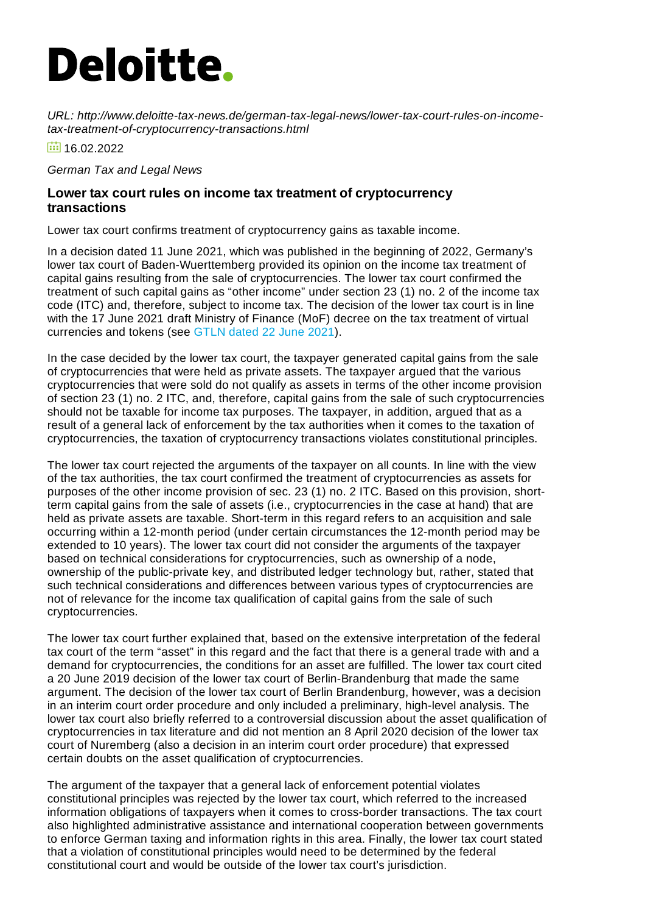Deloitte.

*URL: http://www.deloitte-tax-news.de/german-tax-legal-news/lower-tax-court-rules-on-income-tax-treatment-of-cryptocurrency-transactions.html*

16.02.2022

*German Tax and Legal News*

### Lower tax court rules on income tax treatment of cryptocurrency transactions

Lower tax court confirms treatment of cryptocurrency gains as taxable income.

In a decision dated 11 June 2021, which was published in the beginning of 2022, Germany's lower tax court of Baden-Wuerttemberg provided its opinion on the income tax treatment of capital gains resulting from the sale of cryptocurrencies. The lower tax court confirmed the treatment of such capital gains as "other income" under section 23 (1) no. 2 of the income tax code (ITC) and, therefore, subject to income tax. The decision of the lower tax court is in line with the 17 June 2021 draft Ministry of Finance (MoF) decree on the tax treatment of virtual currencies and tokens (see GTLN dated 22 June 2021).

In the case decided by the lower tax court, the taxpayer generated capital gains from the sale of cryptocurrencies that were held as private assets. The taxpayer argued that the various cryptocurrencies that were sold do not qualify as assets in terms of the other income provision of section 23 (1) no. 2 ITC, and, therefore, capital gains from the sale of such cryptocurrencies should not be taxable for income tax purposes. The taxpayer, in addition, argued that as a result of a general lack of enforcement by the tax authorities when it comes to the taxation of cryptocurrencies, the taxation of cryptocurrency transactions violates constitutional principles.

The lower tax court rejected the arguments of the taxpayer on all counts. In line with the view of the tax authorities, the tax court confirmed the treatment of cryptocurrencies as assets for purposes of the other income provision of sec. 23 (1) no. 2 ITC. Based on this provision, short-term capital gains from the sale of assets (i.e., cryptocurrencies in the case at hand) that are held as private assets are taxable. Short-term in this regard refers to an acquisition and sale occurring within a 12-month period (under certain circumstances the 12-month period may be extended to 10 years). The lower tax court did not consider the arguments of the taxpayer based on technical considerations for cryptocurrencies, such as ownership of a node, ownership of the public-private key, and distributed ledger technology but, rather, stated that such technical considerations and differences between various types of cryptocurrencies are not of relevance for the income tax qualification of capital gains from the sale of such cryptocurrencies.

The lower tax court further explained that, based on the extensive interpretation of the federal tax court of the term "asset" in this regard and the fact that there is a general trade with and a demand for cryptocurrencies, the conditions for an asset are fulfilled. The lower tax court cited a 20 June 2019 decision of the lower tax court of Berlin-Brandenburg that made the same argument. The decision of the lower tax court of Berlin Brandenburg, however, was a decision in an interim court order procedure and only included a preliminary, high-level analysis. The lower tax court also briefly referred to a controversial discussion about the asset qualification of cryptocurrencies in tax literature and did not mention an 8 April 2020 decision of the lower tax court of Nuremberg (also a decision in an interim court order procedure) that expressed certain doubts on the asset qualification of cryptocurrencies.

The argument of the taxpayer that a general lack of enforcement potential violates constitutional principles was rejected by the lower tax court, which referred to the increased information obligations of taxpayers when it comes to cross-border transactions. The tax court also highlighted administrative assistance and international cooperation between governments to enforce German taxing and information rights in this area. Finally, the lower tax court stated that a violation of constitutional principles would need to be determined by the federal constitutional court and would be outside of the lower tax court's jurisdiction.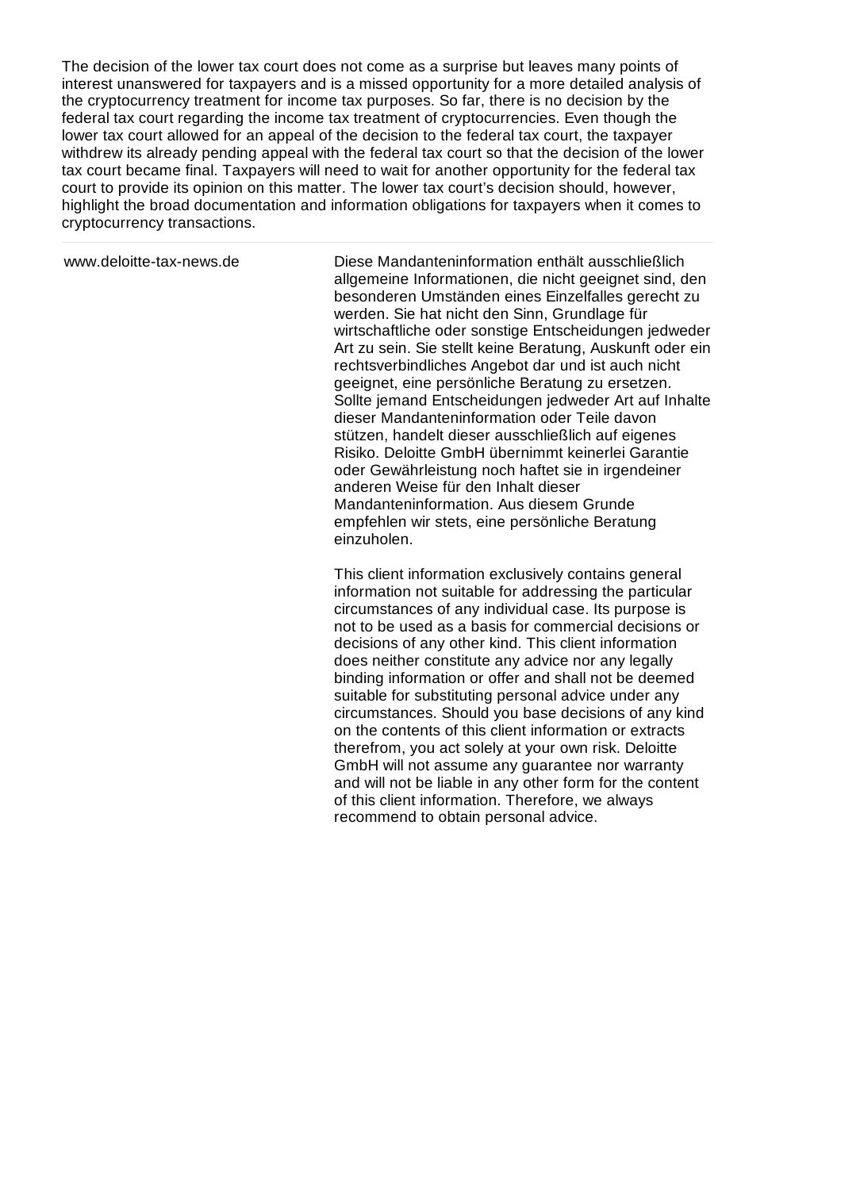The decision of the lower tax court does not come as a surprise but leaves many points of interest unanswered for taxpayers and is a missed opportunity for a more detailed analysis of the cryptocurrency treatment for income tax purposes. So far, there is no decision by the federal tax court regarding the income tax treatment of cryptocurrencies. Even though the lower tax court allowed for an appeal of the decision to the federal tax court, the taxpayer withdrew its already pending appeal with the federal tax court so that the decision of the lower tax court became final. Taxpayers will need to wait for another opportunity for the federal tax court to provide its opinion on this matter. The lower tax court's decision should, however, highlight the broad documentation and information obligations for taxpayers when it comes to cryptocurrency transactions.

---

www.deloitte-tax-news.de

Diese Mandanteninformation enthält ausschließlich allgemeine Informationen, die nicht geeignet sind, den besonderen Umständen eines Einzelfalles gerecht zu werden. Sie hat nicht den Sinn, Grundlage für wirtschaftliche oder sonstige Entscheidungen jedweder Art zu sein. Sie stellt keine Beratung, Auskunft oder ein rechtsverbindliches Angebot dar und ist auch nicht geeignet, eine persönliche Beratung zu ersetzen. Sollte jemand Entscheidungen jedweder Art auf Inhalte dieser Mandanteninformation oder Teile davon stützen, handelt dieser ausschließlich auf eigenes Risiko. Deloitte GmbH übernimmt keinerlei Garantie oder Gewährleistung noch haftet sie in irgendeiner anderen Weise für den Inhalt dieser Mandanteninformation. Aus diesem Grunde empfehlen wir stets, eine persönliche Beratung einzuholen.

This client information exclusively contains general information not suitable for addressing the particular circumstances of any individual case. Its purpose is not to be used as a basis for commercial decisions or decisions of any other kind. This client information does neither constitute any advice nor any legally binding information or offer and shall not be deemed suitable for substituting personal advice under any circumstances. Should you base decisions of any kind on the contents of this client information or extracts therefrom, you act solely at your own risk. Deloitte GmbH will not assume any guarantee nor warranty and will not be liable in any other form for the content of this client information. Therefore, we always recommend to obtain personal advice.